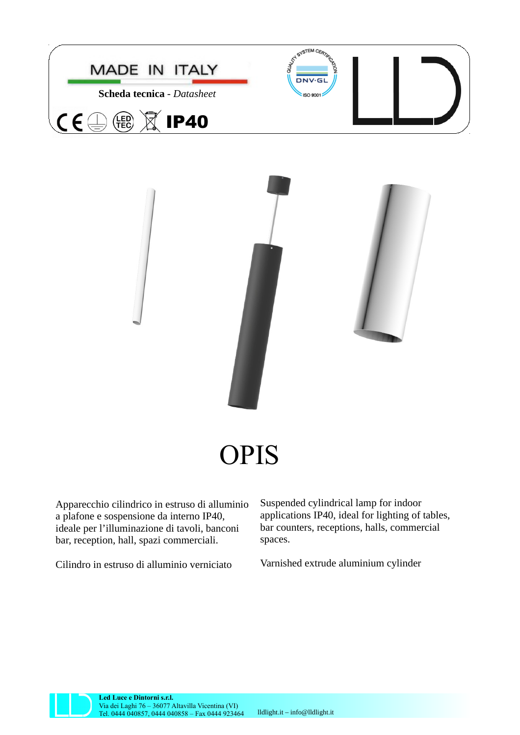MADE IN ITALY

**Scheda tecnica** - *Datasheet*

IP40

# OPIS

Apparecchio cilindrico in estruso di alluminio a plafone e sospensione da interno IP40, ideale per l'illuminazione di tavoli, banconi bar, reception, hall, spazi commerciali.

Cilindro in estruso di alluminio verniciato

Suspended cylindrical lamp for indoor applications IP40, ideal for lighting of tables, bar counters, receptions, halls, commercial spaces.

Varnished extrude aluminium cylinder

**Led Luce e Dintorni s.r.l.**
Via dei Laghi 76 – 36077 Altavilla Vicentina (VI)
Tel. 0444 040857, 0444 040858 – Fax 0444 923464
lldlight.it – info@lldlight.it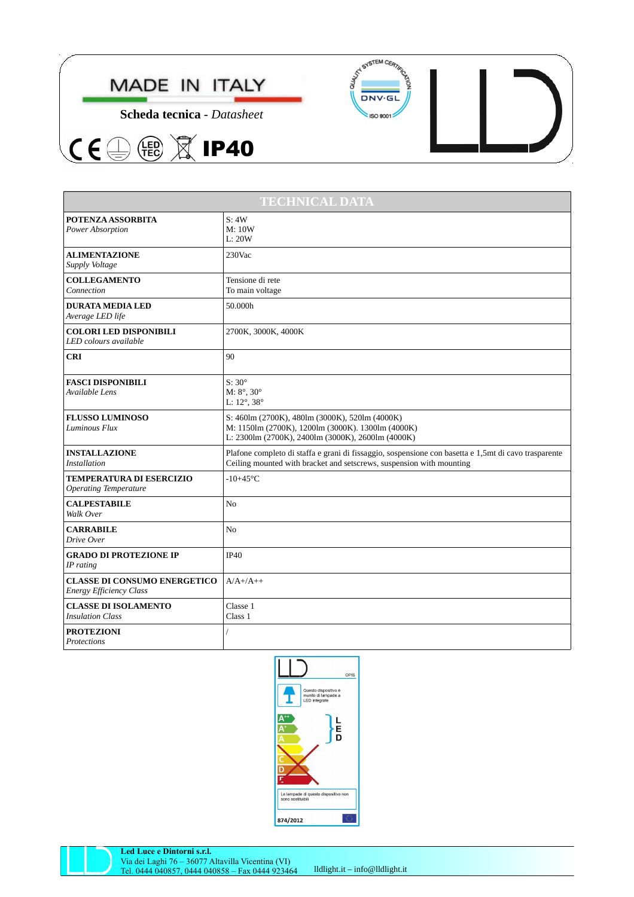MADE IN ITALY

**Scheda tecnica** - *Datasheet*

IP40

| TECHNICAL DATA | |
|---|---|
| **POTENZA ASSORBITA**<br>*Power Absorption* | S: 4W<br>M: 10W<br>L: 20W |
| **ALIMENTAZIONE**<br>*Supply Voltage* | 230Vac |
| **COLLEGAMENTO**<br>*Connection* | Tensione di rete<br>To main voltage |
| **DURATA MEDIA LED**<br>*Average LED life* | 50.000h |
| **COLORI LED DISPONIBILI**<br>*LED colours available* | 2700K, 3000K, 4000K |
| **CRI** | 90 |
| **FASCI DISPONIBILI**<br>*Available Lens* | S: 30°<br>M: 8°, 30°<br>L: 12°, 38° |
| **FLUSSO LUMINOSO**<br>*Luminous Flux* | S: 460lm (2700K), 480lm (3000K), 520lm (4000K)<br>M: 1150lm (2700K), 1200lm (3000K). 1300lm (4000K)<br>L: 2300lm (2700K), 2400lm (3000K), 2600lm (4000K) |
| **INSTALLAZIONE**<br>*Installation* | Plafone completo di staffa e grani di fissaggio, sospensione con basetta e 1,5mt di cavo trasparente<br>Ceiling mounted with bracket and setscrews, suspension with mounting |
| **TEMPERATURA DI ESERCIZIO**<br>*Operating Temperature* | -10+45°C |
| **CALPESTABILE**<br>*Walk Over* | No |
| **CARRABILE**<br>*Drive Over* | No |
| **GRADO DI PROTEZIONE IP**<br>*IP rating* | IP40 |
| **CLASSE DI CONSUMO ENERGETICO**<br>*Energy Efficiency Class* | A/A+/A++ |
| **CLASSE DI ISOLAMENTO**<br>*Insulation Class* | Classe 1<br>Class 1 |
| **PROTEZIONI**<br>*Protections* | / |

OPIS

Questo dispositivo è munito di lampade a LED integrate

A++ A+ A B C D E — LED

Le lampade di questo dispositivo non sono sostituibili

874/2012

**Led Luce e Dintorni s.r.l.**
Via dei Laghi 76 – 36077 Altavilla Vicentina (VI)
Tel. 0444 040857, 0444 040858 – Fax 0444 923464 lldlight.it – info@lldlight.it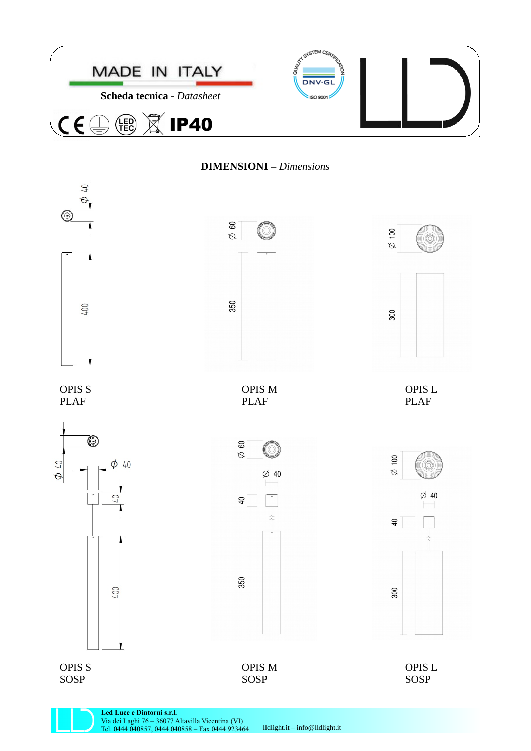MADE IN ITALY

**Scheda tecnica** - *Datasheet*

IP40

**DIMENSIONI** – *Dimensions*

Ø 40

400

OPIS S
PLAF

Ø 60

350

OPIS M
PLAF

Ø 100

300

OPIS L
PLAF

Ø 40

Ø 40

40

400

OPIS S
SOSP

Ø 60

Ø 40

40

350

OPIS M
SOSP

Ø 100

Ø 40

40

300

OPIS L
SOSP

**Led Luce e Dintorni s.r.l.**
Via dei Laghi 76 – 36077 Altavilla Vicentina (VI)
Tel. 0444 040857, 0444 040858 – Fax 0444 923464 lldlight.it – info@lldlight.it